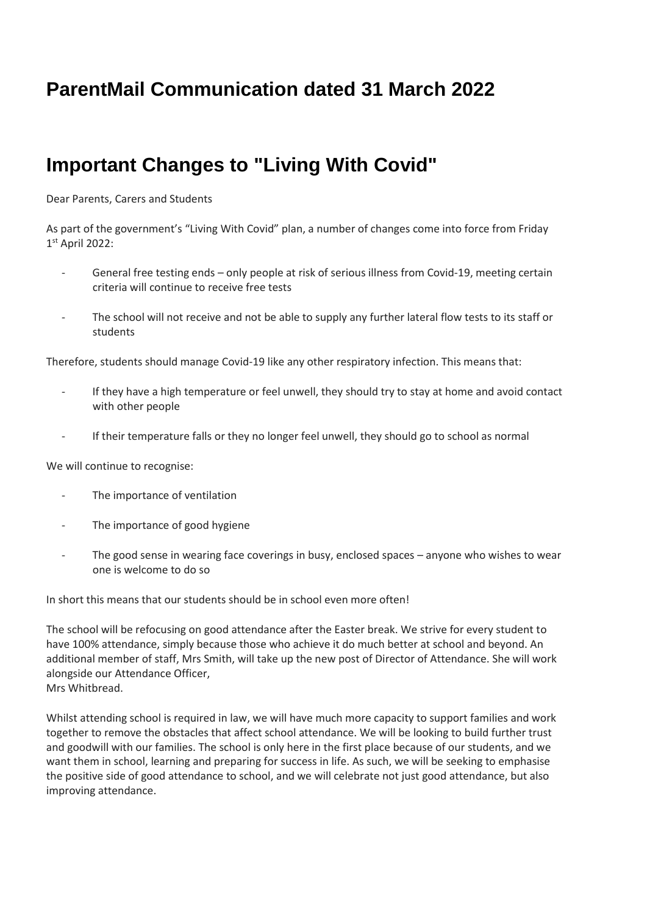# ParentMail Communication dated 31 March 2022

# Important Changes to "Living With Covid"

Dear Parents, Carers and Students

As part of the government's "Living With Covid" plan, a number of changes come into force from Friday 1st April 2022:

- General free testing ends – only people at risk of serious illness from Covid-19, meeting certain criteria will continue to receive free tests
- The school will not receive and not be able to supply any further lateral flow tests to its staff or students

Therefore, students should manage Covid-19 like any other respiratory infection. This means that:

- If they have a high temperature or feel unwell, they should try to stay at home and avoid contact with other people
- If their temperature falls or they no longer feel unwell, they should go to school as normal

We will continue to recognise:

- The importance of ventilation
- The importance of good hygiene
- The good sense in wearing face coverings in busy, enclosed spaces – anyone who wishes to wear one is welcome to do so

In short this means that our students should be in school even more often!

The school will be refocusing on good attendance after the Easter break. We strive for every student to have 100% attendance, simply because those who achieve it do much better at school and beyond. An additional member of staff, Mrs Smith, will take up the new post of Director of Attendance. She will work alongside our Attendance Officer, Mrs Whitbread.

Whilst attending school is required in law, we will have much more capacity to support families and work together to remove the obstacles that affect school attendance. We will be looking to build further trust and goodwill with our families. The school is only here in the first place because of our students, and we want them in school, learning and preparing for success in life. As such, we will be seeking to emphasise the positive side of good attendance to school, and we will celebrate not just good attendance, but also improving attendance.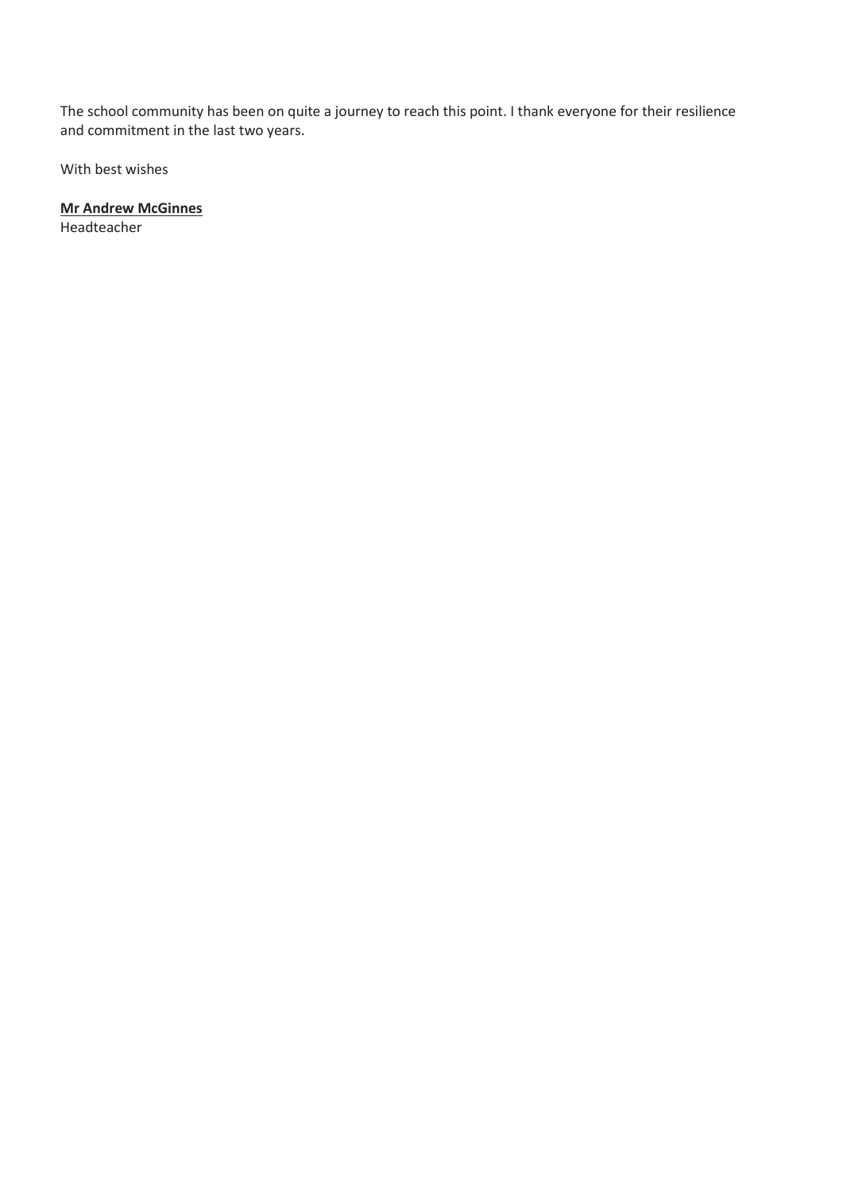The school community has been on quite a journey to reach this point. I thank everyone for their resilience and commitment in the last two years.

With best wishes

**Mr Andrew McGinnes**
Headteacher